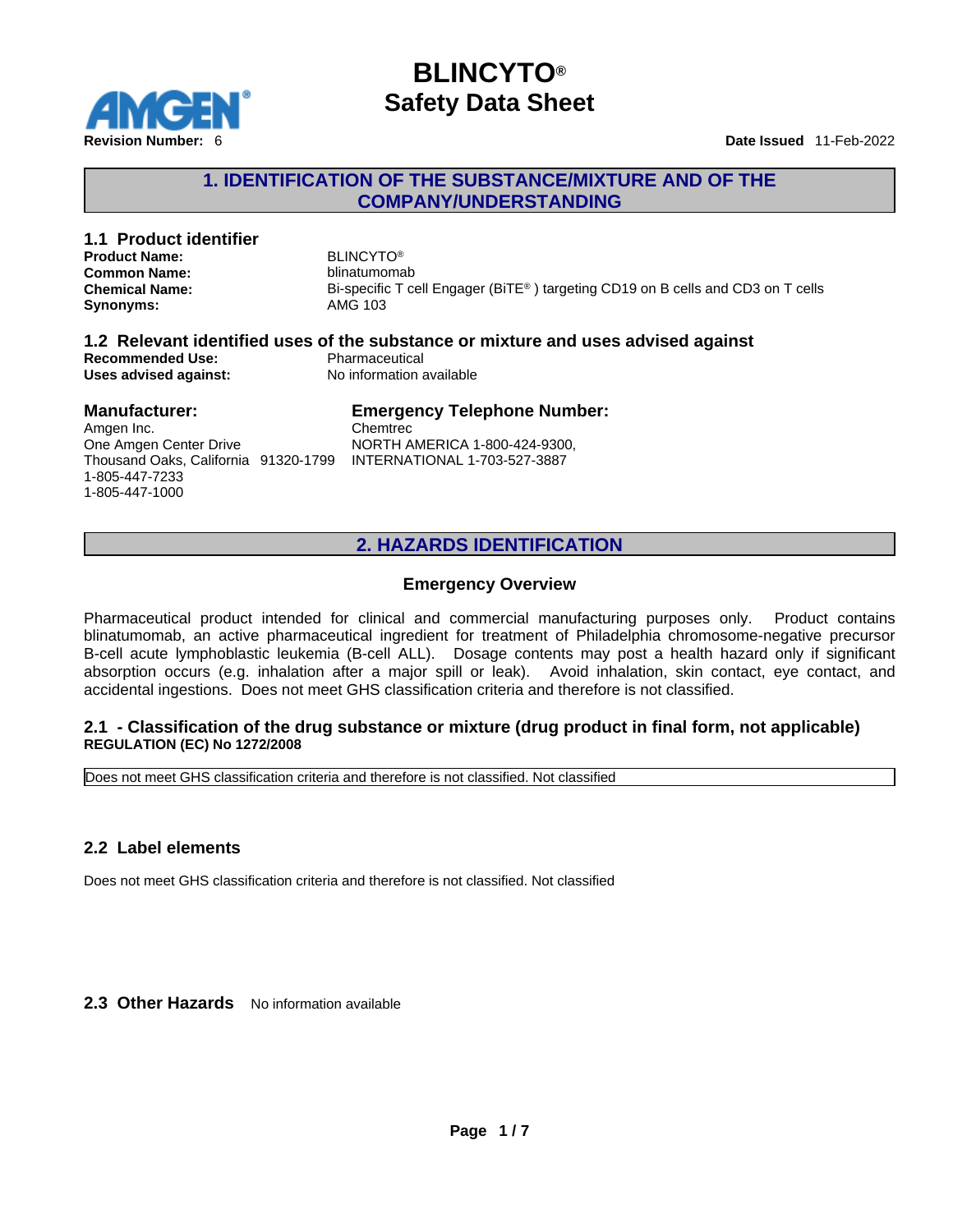# BLINCYTO®
# Safety Data Sheet

**Revision Number:** 6

**Date Issued** 11-Feb-2022

## 1. IDENTIFICATION OF THE SUBSTANCE/MIXTURE AND OF THE COMPANY/UNDERSTANDING

### 1.1 Product identifier

**Product Name:** BLINCYTO®
**Common Name:** blinatumomab
**Chemical Name:** Bi-specific T cell Engager (BiTE® ) targeting CD19 on B cells and CD3 on T cells
**Synonyms:** AMG 103

### 1.2 Relevant identified uses of the substance or mixture and uses advised against

**Recommended Use:** Pharmaceutical
**Uses advised against:** No information available

### Manufacturer:

Amgen Inc.
One Amgen Center Drive
Thousand Oaks, California 91320-1799
1-805-447-7233
1-805-447-1000

### Emergency Telephone Number:

Chemtrec
NORTH AMERICA 1-800-424-9300,
INTERNATIONAL 1-703-527-3887

## 2. HAZARDS IDENTIFICATION

### Emergency Overview

Pharmaceutical product intended for clinical and commercial manufacturing purposes only. Product contains blinatumomab, an active pharmaceutical ingredient for treatment of Philadelphia chromosome-negative precursor B-cell acute lymphoblastic leukemia (B-cell ALL). Dosage contents may post a health hazard only if significant absorption occurs (e.g. inhalation after a major spill or leak). Avoid inhalation, skin contact, eye contact, and accidental ingestions. Does not meet GHS classification criteria and therefore is not classified.

### 2.1 - Classification of the drug substance or mixture (drug product in final form, not applicable)

**REGULATION (EC) No 1272/2008**

Does not meet GHS classification criteria and therefore is not classified. Not classified

### 2.2 Label elements

Does not meet GHS classification criteria and therefore is not classified. Not classified

### 2.3 Other Hazards

No information available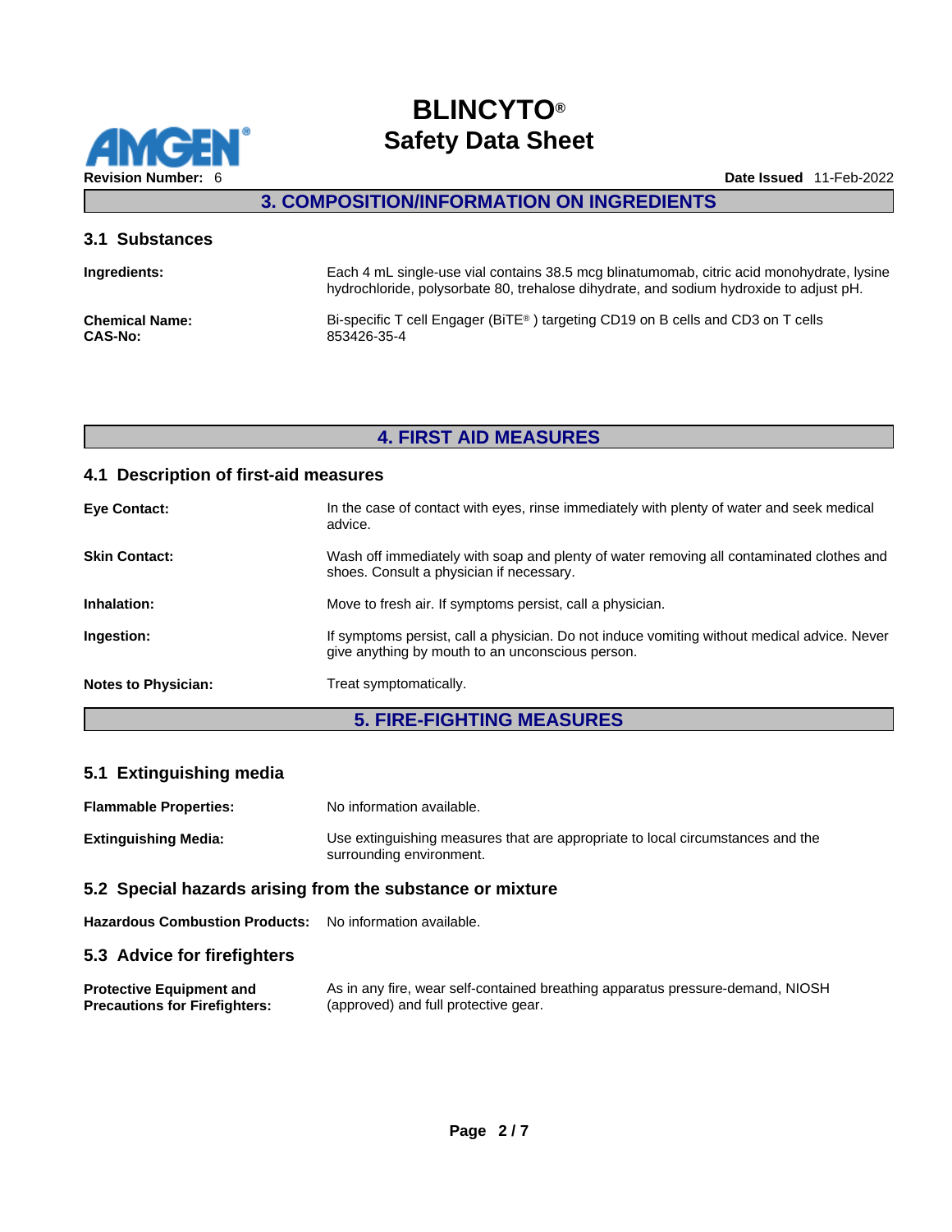## 3. COMPOSITION/INFORMATION ON INGREDIENTS

### 3.1 Substances

**Ingredients:** Each 4 mL single-use vial contains 38.5 mcg blinatumomab, citric acid monohydrate, lysine hydrochloride, polysorbate 80, trehalose dihydrate, and sodium hydroxide to adjust pH.

**Chemical Name:** Bi-specific T cell Engager (BiTE®) targeting CD19 on B cells and CD3 on T cells

**CAS-No:** 853426-35-4

## 4. FIRST AID MEASURES

### 4.1 Description of first-aid measures

**Eye Contact:** In the case of contact with eyes, rinse immediately with plenty of water and seek medical advice.

**Skin Contact:** Wash off immediately with soap and plenty of water removing all contaminated clothes and shoes. Consult a physician if necessary.

**Inhalation:** Move to fresh air. If symptoms persist, call a physician.

**Ingestion:** If symptoms persist, call a physician. Do not induce vomiting without medical advice. Never give anything by mouth to an unconscious person.

**Notes to Physician:** Treat symptomatically.

## 5. FIRE-FIGHTING MEASURES

### 5.1 Extinguishing media

**Flammable Properties:** No information available.

**Extinguishing Media:** Use extinguishing measures that are appropriate to local circumstances and the surrounding environment.

### 5.2 Special hazards arising from the substance or mixture

**Hazardous Combustion Products:** No information available.

### 5.3 Advice for firefighters

**Protective Equipment and Precautions for Firefighters:** As in any fire, wear self-contained breathing apparatus pressure-demand, NIOSH (approved) and full protective gear.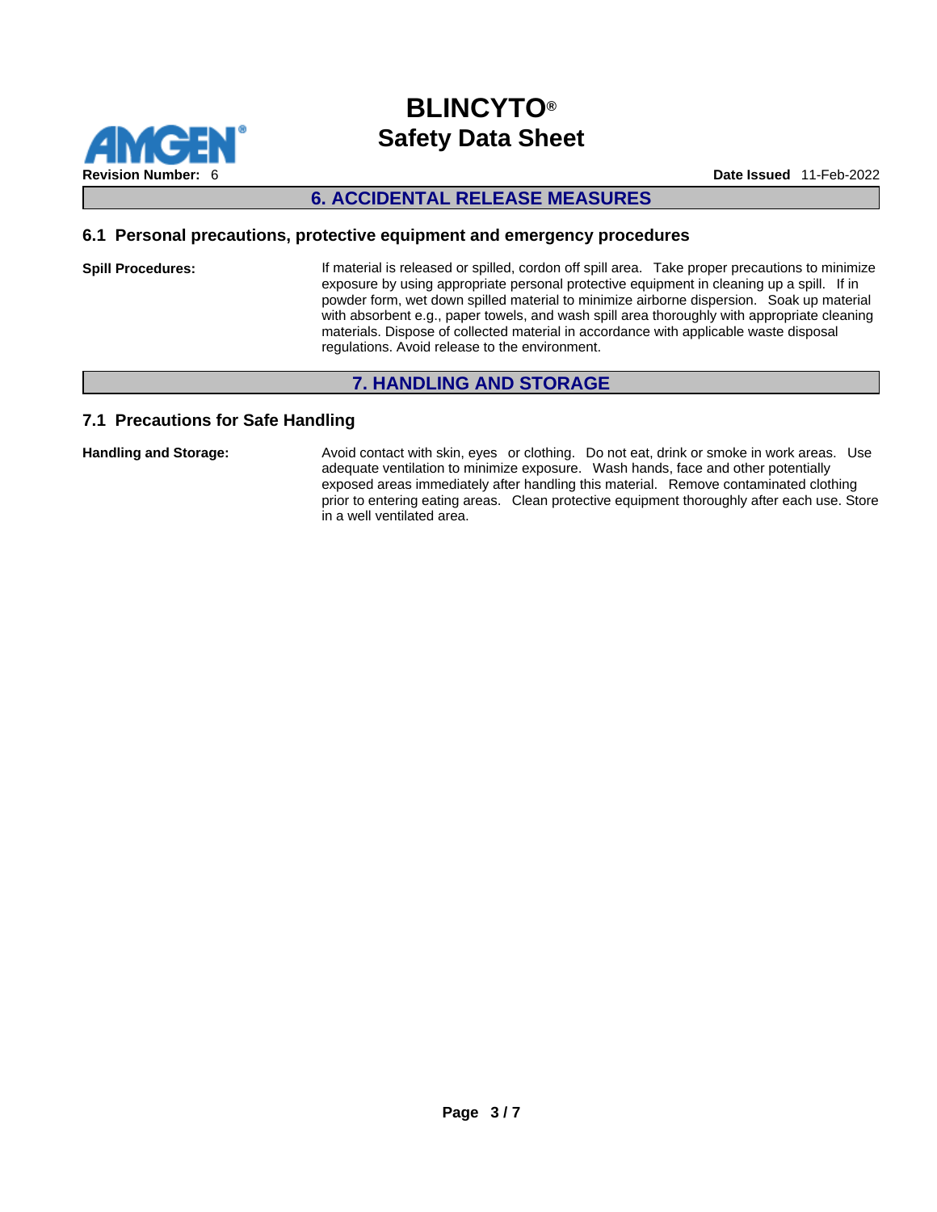## 6. ACCIDENTAL RELEASE MEASURES

### 6.1 Personal precautions, protective equipment and emergency procedures

**Spill Procedures:** If material is released or spilled, cordon off spill area. Take proper precautions to minimize exposure by using appropriate personal protective equipment in cleaning up a spill. If in powder form, wet down spilled material to minimize airborne dispersion. Soak up material with absorbent e.g., paper towels, and wash spill area thoroughly with appropriate cleaning materials. Dispose of collected material in accordance with applicable waste disposal regulations. Avoid release to the environment.

## 7. HANDLING AND STORAGE

### 7.1 Precautions for Safe Handling

**Handling and Storage:** Avoid contact with skin, eyes or clothing. Do not eat, drink or smoke in work areas. Use adequate ventilation to minimize exposure. Wash hands, face and other potentially exposed areas immediately after handling this material. Remove contaminated clothing prior to entering eating areas. Clean protective equipment thoroughly after each use. Store in a well ventilated area.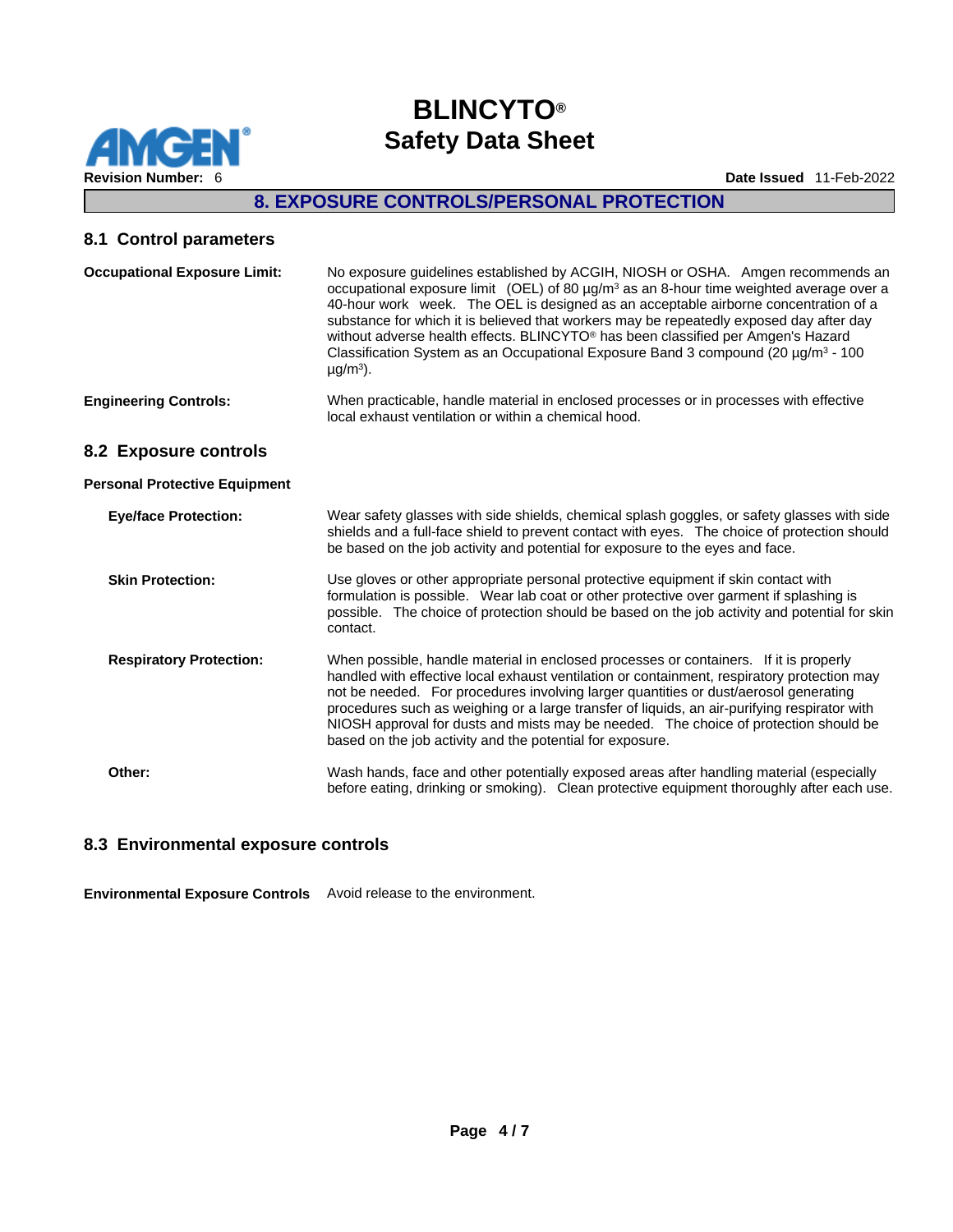## 8. EXPOSURE CONTROLS/PERSONAL PROTECTION

### 8.1 Control parameters

**Occupational Exposure Limit:** No exposure guidelines established by ACGIH, NIOSH or OSHA. Amgen recommends an occupational exposure limit (OEL) of 80 µg/m³ as an 8-hour time weighted average over a 40-hour work week. The OEL is designed as an acceptable airborne concentration of a substance for which it is believed that workers may be repeatedly exposed day after day without adverse health effects. BLINCYTO® has been classified per Amgen's Hazard Classification System as an Occupational Exposure Band 3 compound (20 µg/m³ - 100 µg/m³).

**Engineering Controls:** When practicable, handle material in enclosed processes or in processes with effective local exhaust ventilation or within a chemical hood.

### 8.2 Exposure controls

**Personal Protective Equipment**

**Eye/face Protection:** Wear safety glasses with side shields, chemical splash goggles, or safety glasses with side shields and a full-face shield to prevent contact with eyes. The choice of protection should be based on the job activity and potential for exposure to the eyes and face.

**Skin Protection:** Use gloves or other appropriate personal protective equipment if skin contact with formulation is possible. Wear lab coat or other protective over garment if splashing is possible. The choice of protection should be based on the job activity and potential for skin contact.

**Respiratory Protection:** When possible, handle material in enclosed processes or containers. If it is properly handled with effective local exhaust ventilation or containment, respiratory protection may not be needed. For procedures involving larger quantities or dust/aerosol generating procedures such as weighing or a large transfer of liquids, an air-purifying respirator with NIOSH approval for dusts and mists may be needed. The choice of protection should be based on the job activity and the potential for exposure.

**Other:** Wash hands, face and other potentially exposed areas after handling material (especially before eating, drinking or smoking). Clean protective equipment thoroughly after each use.

### 8.3 Environmental exposure controls

**Environmental Exposure Controls** Avoid release to the environment.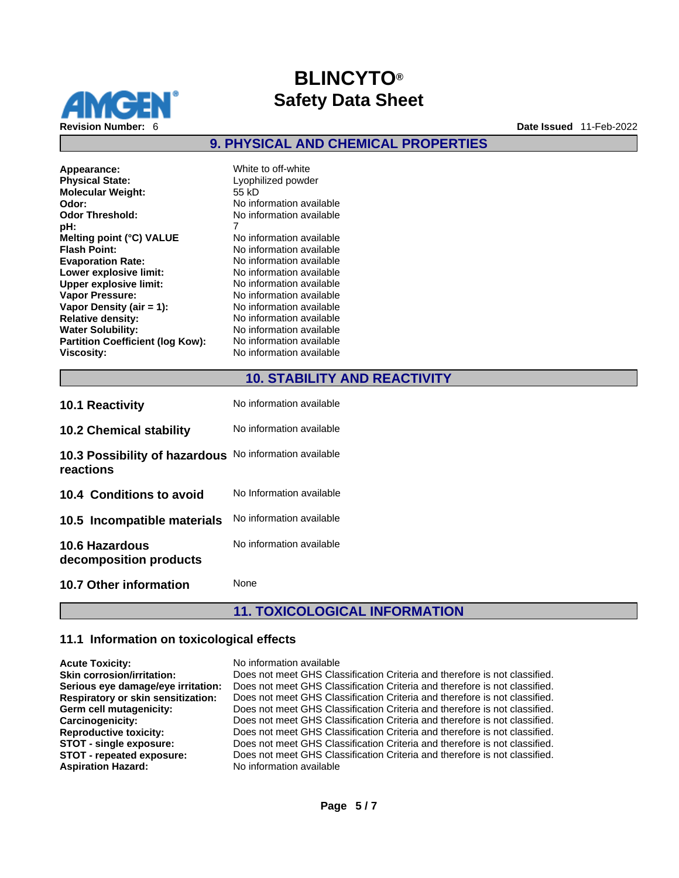## 9. PHYSICAL AND CHEMICAL PROPERTIES

| | |
|---|---|
| **Appearance:** | White to off-white |
| **Physical State:** | Lyophilized powder |
| **Molecular Weight:** | 55 kD |
| **Odor:** | No information available |
| **Odor Threshold:** | No information available |
| **pH:** | 7 |
| **Melting point (°C) VALUE** | No information available |
| **Flash Point:** | No information available |
| **Evaporation Rate:** | No information available |
| **Lower explosive limit:** | No information available |
| **Upper explosive limit:** | No information available |
| **Vapor Pressure:** | No information available |
| **Vapor Density (air = 1):** | No information available |
| **Relative density:** | No information available |
| **Water Solubility:** | No information available |
| **Partition Coefficient (log Kow):** | No information available |
| **Viscosity:** | No information available |

## 10. STABILITY AND REACTIVITY

| | |
|---|---|
| **10.1 Reactivity** | No information available |
| **10.2 Chemical stability** | No information available |
| **10.3 Possibility of hazardous reactions** | No information available |
| **10.4 Conditions to avoid** | No Information available |
| **10.5 Incompatible materials** | No information available |
| **10.6 Hazardous decomposition products** | No information available |
| **10.7 Other information** | None |

## 11. TOXICOLOGICAL INFORMATION

### 11.1 Information on toxicological effects

| | |
|---|---|
| **Acute Toxicity:** | No information available |
| **Skin corrosion/irritation:** | Does not meet GHS Classification Criteria and therefore is not classified. |
| **Serious eye damage/eye irritation:** | Does not meet GHS Classification Criteria and therefore is not classified. |
| **Respiratory or skin sensitization:** | Does not meet GHS Classification Criteria and therefore is not classified. |
| **Germ cell mutagenicity:** | Does not meet GHS Classification Criteria and therefore is not classified. |
| **Carcinogenicity:** | Does not meet GHS Classification Criteria and therefore is not classified. |
| **Reproductive toxicity:** | Does not meet GHS Classification Criteria and therefore is not classified. |
| **STOT - single exposure:** | Does not meet GHS Classification Criteria and therefore is not classified. |
| **STOT - repeated exposure:** | Does not meet GHS Classification Criteria and therefore is not classified. |
| **Aspiration Hazard:** | No information available |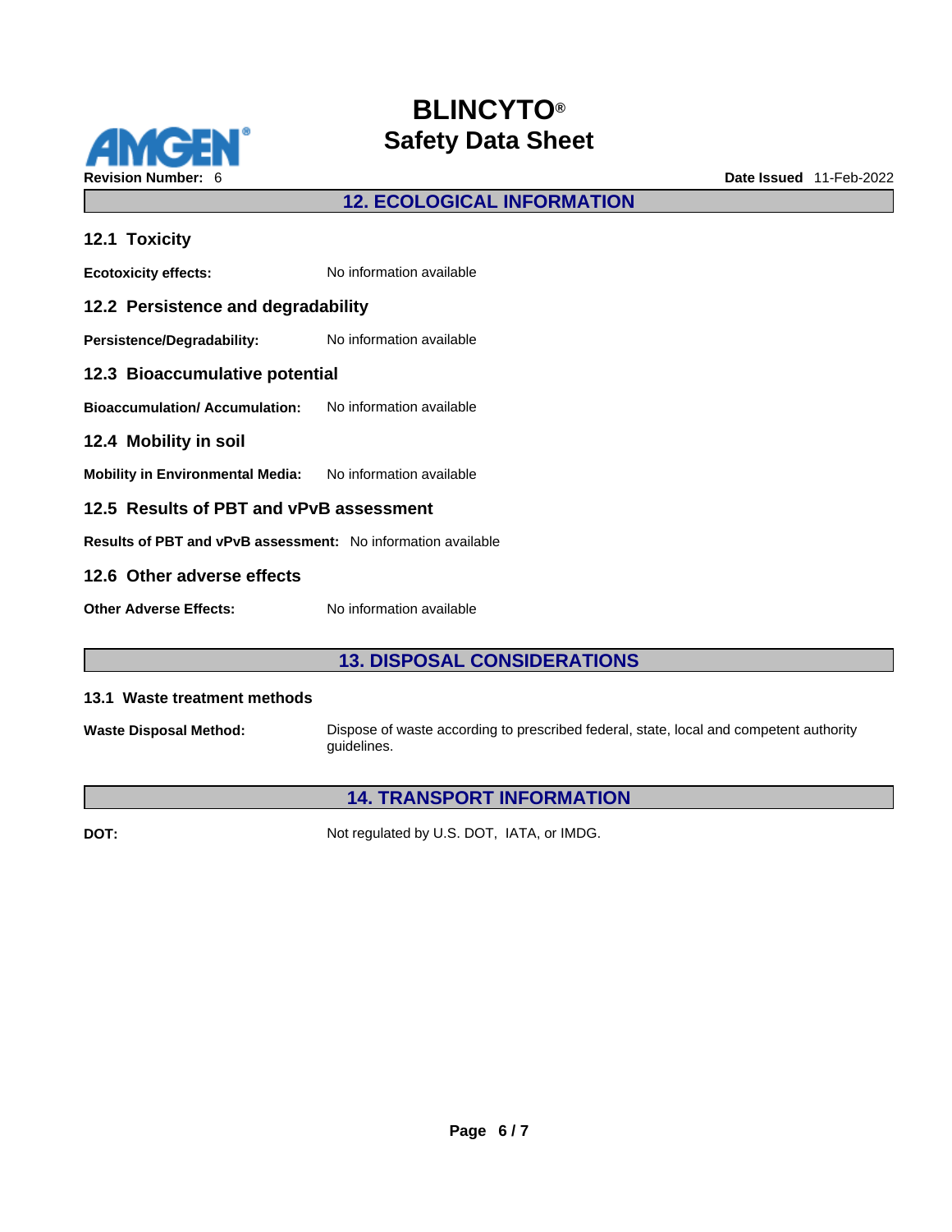## 12. ECOLOGICAL INFORMATION

### 12.1 Toxicity

**Ecotoxicity effects:** No information available

### 12.2 Persistence and degradability

**Persistence/Degradability:** No information available

### 12.3 Bioaccumulative potential

**Bioaccumulation/ Accumulation:** No information available

### 12.4 Mobility in soil

**Mobility in Environmental Media:** No information available

### 12.5 Results of PBT and vPvB assessment

**Results of PBT and vPvB assessment:** No information available

### 12.6 Other adverse effects

**Other Adverse Effects:** No information available

## 13. DISPOSAL CONSIDERATIONS

### 13.1 Waste treatment methods

**Waste Disposal Method:** Dispose of waste according to prescribed federal, state, local and competent authority guidelines.

## 14. TRANSPORT INFORMATION

**DOT:** Not regulated by U.S. DOT, IATA, or IMDG.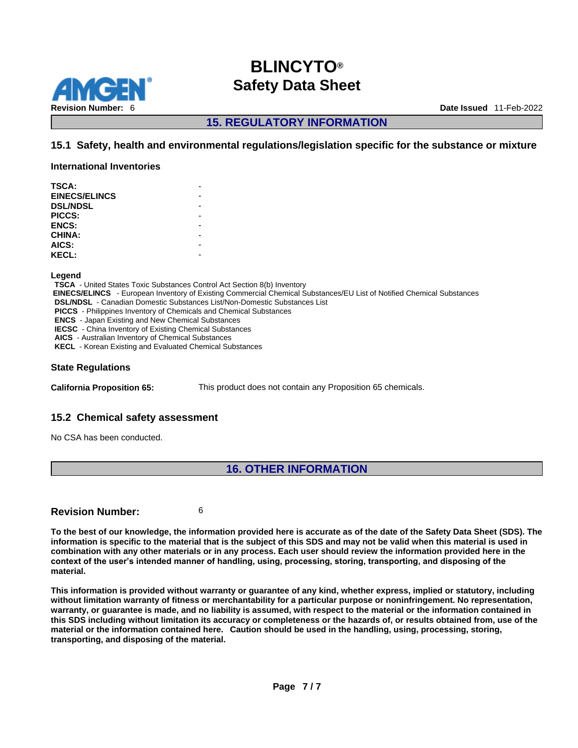## 15. REGULATORY INFORMATION

### 15.1 Safety, health and environmental regulations/legislation specific for the substance or mixture

**International Inventories**

| | |
|---|---|
| **TSCA:** | - |
| **EINECS/ELINCS** | - |
| **DSL/NDSL** | - |
| **PICCS:** | - |
| **ENCS:** | - |
| **CHINA:** | - |
| **AICS:** | - |
| **KECL:** | - |

**Legend**

**TSCA** - United States Toxic Substances Control Act Section 8(b) Inventory
**EINECS/ELINCS** - European Inventory of Existing Commercial Chemical Substances/EU List of Notified Chemical Substances
**DSL/NDSL** - Canadian Domestic Substances List/Non-Domestic Substances List
**PICCS** - Philippines Inventory of Chemicals and Chemical Substances
**ENCS** - Japan Existing and New Chemical Substances
**IECSC** - China Inventory of Existing Chemical Substances
**AICS** - Australian Inventory of Chemical Substances
**KECL** - Korean Existing and Evaluated Chemical Substances

**State Regulations**

**California Proposition 65:** This product does not contain any Proposition 65 chemicals.

### 15.2 Chemical safety assessment

No CSA has been conducted.

## 16. OTHER INFORMATION

**Revision Number:** 6

**To the best of our knowledge, the information provided here is accurate as of the date of the Safety Data Sheet (SDS). The information is specific to the material that is the subject of this SDS and may not be valid when this material is used in combination with any other materials or in any process. Each user should review the information provided here in the context of the user's intended manner of handling, using, processing, storing, transporting, and disposing of the material.**

**This information is provided without warranty or guarantee of any kind, whether express, implied or statutory, including without limitation warranty of fitness or merchantability for a particular purpose or noninfringement. No representation, warranty, or guarantee is made, and no liability is assumed, with respect to the material or the information contained in this SDS including without limitation its accuracy or completeness or the hazards of, or results obtained from, use of the material or the information contained here. Caution should be used in the handling, using, processing, storing, transporting, and disposing of the material.**